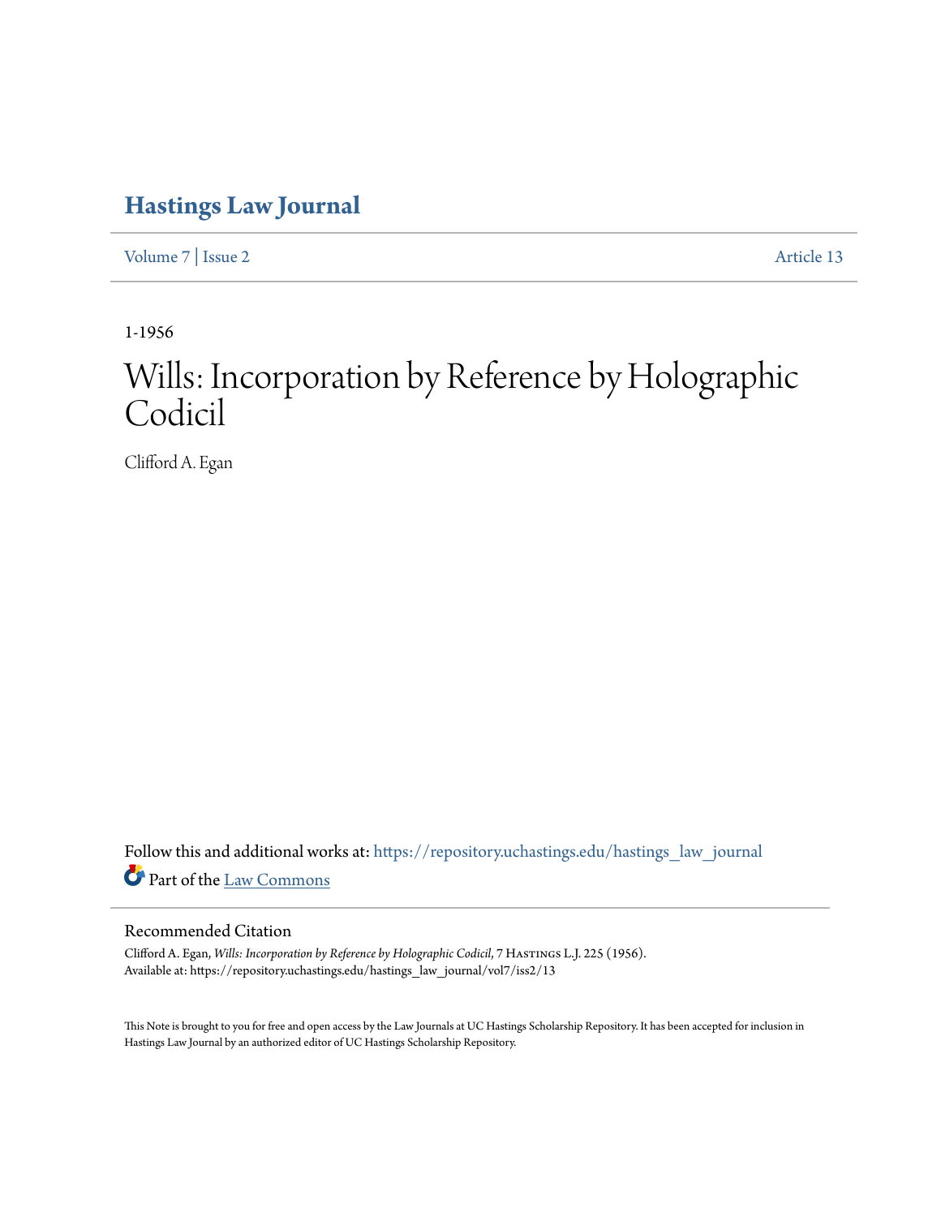# Hastings Law Journal

Volume 7 | Issue 2 Article 13

1-1956

# Wills: Incorporation by Reference by Holographic Codicil

Clifford A. Egan

Follow this and additional works at: https://repository.uchastings.edu/hastings_law_journal

Part of the Law Commons

## Recommended Citation

Clifford A. Egan, *Wills: Incorporation by Reference by Holographic Codicil*, 7 Hastings L.J. 225 (1956).
Available at: https://repository.uchastings.edu/hastings_law_journal/vol7/iss2/13

This Note is brought to you for free and open access by the Law Journals at UC Hastings Scholarship Repository. It has been accepted for inclusion in Hastings Law Journal by an authorized editor of UC Hastings Scholarship Repository.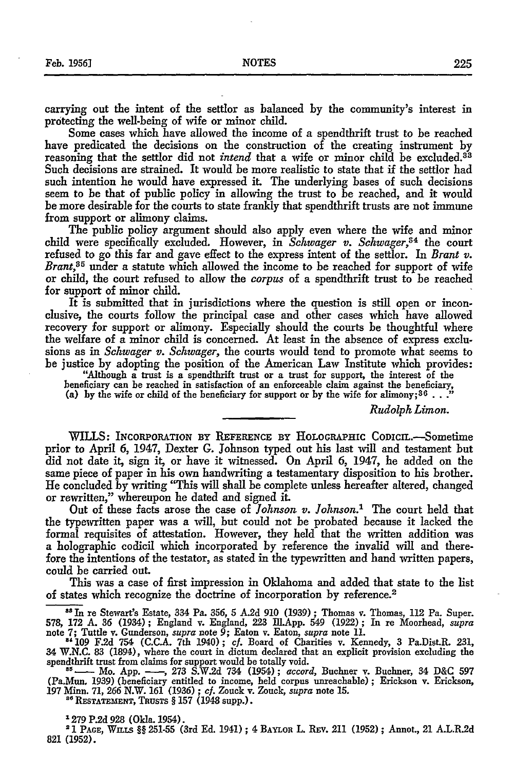carrying out the intent of the settlor as balanced by the community's interest in protecting the well-being of wife or minor child.

Some cases which have allowed the income of a spendthrift trust to be reached have predicated the decisions on the construction of the creating instrument by reasoning that the settlor did not *intend* that a wife or minor child be excluded.[33] Such decisions are strained. It would be more realistic to state that if the settlor had such intention he would have expressed it. The underlying bases of such decisions seem to be that of public policy in allowing the trust to be reached, and it would be more desirable for the courts to state frankly that spendthrift trusts are not immune from support or alimony claims.

The public policy argument should also apply even where the wife and minor child were specifically excluded. However, in *Schwager v. Schwager*,[34] the court refused to go this far and gave effect to the express intent of the settlor. In *Brant v. Brant*,[35] under a statute which allowed the income to be reached for support of wife or child, the court refused to allow the *corpus* of a spendthrift trust to be reached for support of minor child.

It is submitted that in jurisdictions where the question is still open or inconclusive, the courts follow the principal case and other cases which have allowed recovery for support or alimony. Especially should the courts be thoughtful where the welfare of a minor child is concerned. At least in the absence of express exclusions as in *Schwager v. Schwager*, the courts would tend to promote what seems to be justice by adopting the position of the American Law Institute which provides:

> "Although a trust is a spendthrift trust or a trust for support, the interest of the beneficiary can be reached in satisfaction of an enforceable claim against the beneficiary, (a) by the wife or child of the beneficiary for support or by the wife for alimony;[36] . . ."

*Rudolph Limon.*

---

WILLS: INCORPORATION BY REFERENCE BY HOLOGRAPHIC CODICIL.—Sometime prior to April 6, 1947, Dexter G. Johnson typed out his last will and testament but did not date it, sign it, or have it witnessed. On April 6, 1947, he added on the same piece of paper in his own handwriting a testamentary disposition to his brother. He concluded by writing "This will shall be complete unless hereafter altered, changed or rewritten," whereupon he dated and signed it.

Out of these facts arose the case of *Johnson v. Johnson*.[1] The court held that the typewritten paper was a will, but could not be probated because it lacked the formal requisites of attestation. However, they held that the written addition was a holographic codicil which incorporated by reference the invalid will and therefore the intentions of the testator, as stated in the typewritten and hand written papers, could be carried out.

This was a case of first impression in Oklahoma and added that state to the list of states which recognize the doctrine of incorporation by reference.[2]

---

[33] In re Stewart's Estate, 334 Pa. 356, 5 A.2d 910 (1939); Thomas v. Thomas, 112 Pa. Super. 578, 172 A. 36 (1934); England v. England, 223 Ill.App. 549 (1922); In re Moorhead, *supra* note 7; Tuttle v. Gunderson, *supra* note 9; Eaton v. Eaton, *supra* note 11.

[34] 109 F.2d 754 (C.C.A. 7th 1940); *cf.* Board of Charities v. Kennedy, 3 Pa.Dist.R. 231, 34 W.N.C. 83 (1894), where the court in dictum declared that an explicit provision excluding the spendthrift trust from claims for support would be totally void.

[35] —— Mo. App. ——, 273 S.W.2d 734 (1954); *accord*, Buchner v. Buchner, 34 D&C 597 (Pa.Mun. 1939) (beneficiary entitled to income, held corpus unreachable); Erickson v. Erickson, 197 Minn. 71, 266 N.W. 161 (1936); *cf.* Zouck v. Zouck, *supra* note 15.

[36] RESTATEMENT, TRUSTS § 157 (1948 supp.).

[1] 279 P.2d 928 (Okla. 1954).

[2] 1 PAGE, WILLS §§ 251-55 (3rd Ed. 1941); 4 BAYLOR L. REV. 211 (1952); Annot., 21 A.L.R.2d 821 (1952).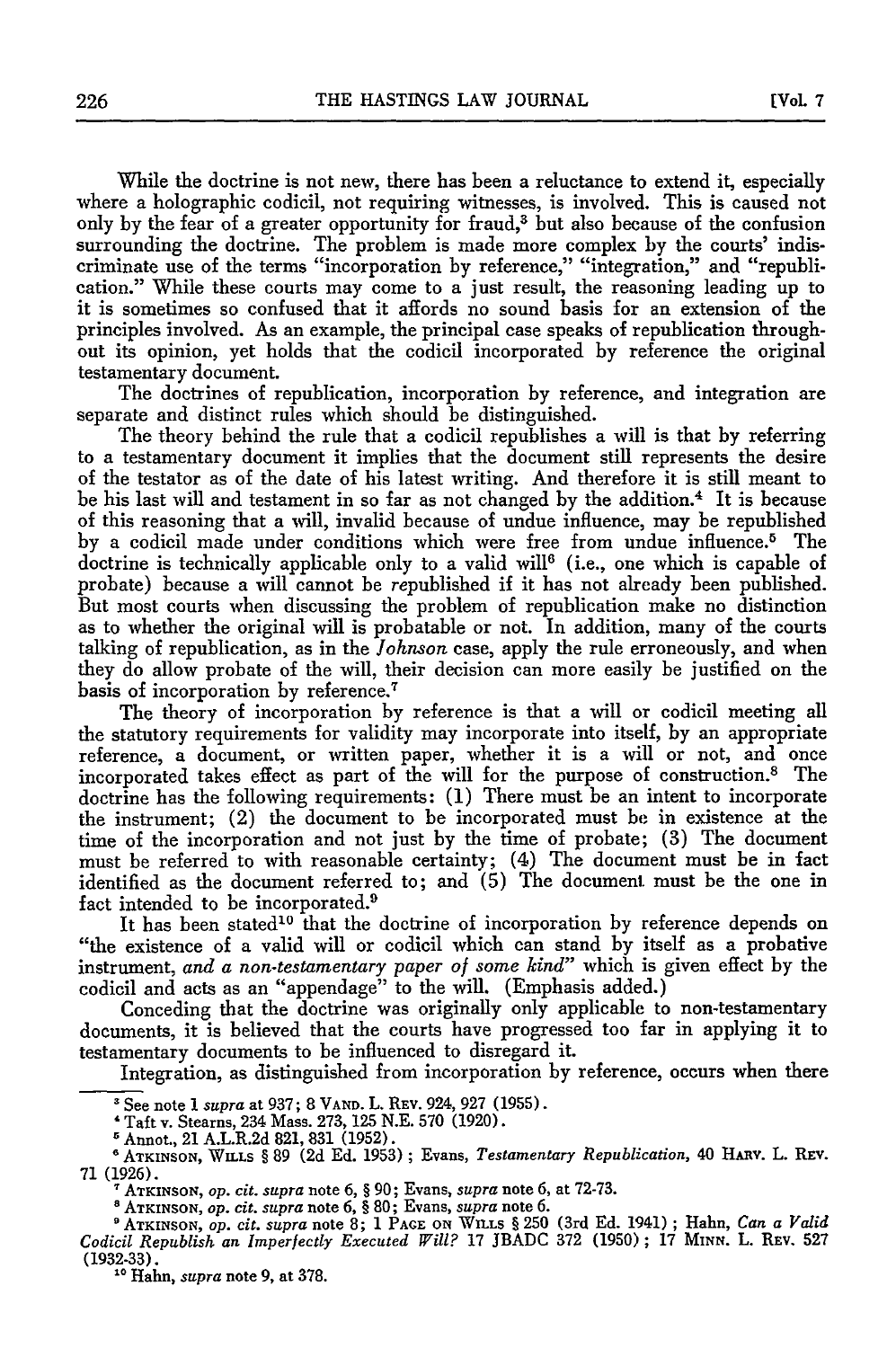While the doctrine is not new, there has been a reluctance to extend it, especially where a holographic codicil, not requiring witnesses, is involved. This is caused not only by the fear of a greater opportunity for fraud,[3] but also because of the confusion surrounding the doctrine. The problem is made more complex by the courts' indiscriminate use of the terms "incorporation by reference," "integration," and "republication." While these courts may come to a just result, the reasoning leading up to it is sometimes so confused that it affords no sound basis for an extension of the principles involved. As an example, the principal case speaks of republication throughout its opinion, yet holds that the codicil incorporated by reference the original testamentary document.

The doctrines of republication, incorporation by reference, and integration are separate and distinct rules which should be distinguished.

The theory behind the rule that a codicil republishes a will is that by referring to a testamentary document it implies that the document still represents the desire of the testator as of the date of his latest writing. And therefore it is still meant to be his last will and testament in so far as not changed by the addition.[4] It is because of this reasoning that a will, invalid because of undue influence, may be republished by a codicil made under conditions which were free from undue influence.[5] The doctrine is technically applicable only to a valid will[6] (i.e., one which is capable of probate) because a will cannot be *re*published if it has not already been published. But most courts when discussing the problem of republication make no distinction as to whether the original will is probatable or not. In addition, many of the courts talking of republication, as in the *Johnson* case, apply the rule erroneously, and when they do allow probate of the will, their decision can more easily be justified on the basis of incorporation by reference.[7]

The theory of incorporation by reference is that a will or codicil meeting all the statutory requirements for validity may incorporate into itself, by an appropriate reference, a document, or written paper, whether it is a will or not, and once incorporated takes effect as part of the will for the purpose of construction.[8] The doctrine has the following requirements: (1) There must be an intent to incorporate the instrument; (2) the document to be incorporated must be in existence at the time of the incorporation and not just by the time of probate; (3) The document must be referred to with reasonable certainty; (4) The document must be in fact identified as the document referred to; and (5) The document must be the one in fact intended to be incorporated.[9]

It has been stated[10] that the doctrine of incorporation by reference depends on "the existence of a valid will or codicil which can stand by itself as a probative instrument, *and a non-testamentary paper of some kind*" which is given effect by the codicil and acts as an "appendage" to the will. (Emphasis added.)

Conceding that the doctrine was originally only applicable to non-testamentary documents, it is believed that the courts have progressed too far in applying it to testamentary documents to be influenced to disregard it.

Integration, as distinguished from incorporation by reference, occurs when there

---

[3] See note 1 *supra* at 937; 8 VAND. L. REV. 924, 927 (1955).

[4] Taft v. Stearns, 234 Mass. 273, 125 N.E. 570 (1920).

[5] Annot., 21 A.L.R.2d 821, 831 (1952).

[6] ATKINSON, WILLS § 89 (2d Ed. 1953); Evans, *Testamentary Republication*, 40 HARV. L. REV. 71 (1926).

[7] ATKINSON, *op. cit. supra* note 6, § 90; Evans, *supra* note 6, at 72-73.

[8] ATKINSON, *op. cit. supra* note 6, § 80; Evans, *supra* note 6.

[9] ATKINSON, *op. cit. supra* note 8; 1 PAGE ON WILLS § 250 (3rd Ed. 1941); Hahn, *Can a Valid Codicil Republish an Imperfectly Executed Will?* 17 JBADC 372 (1950); 17 MINN. L. REV. 527 (1932-33).

[10] Hahn, *supra* note 9, at 378.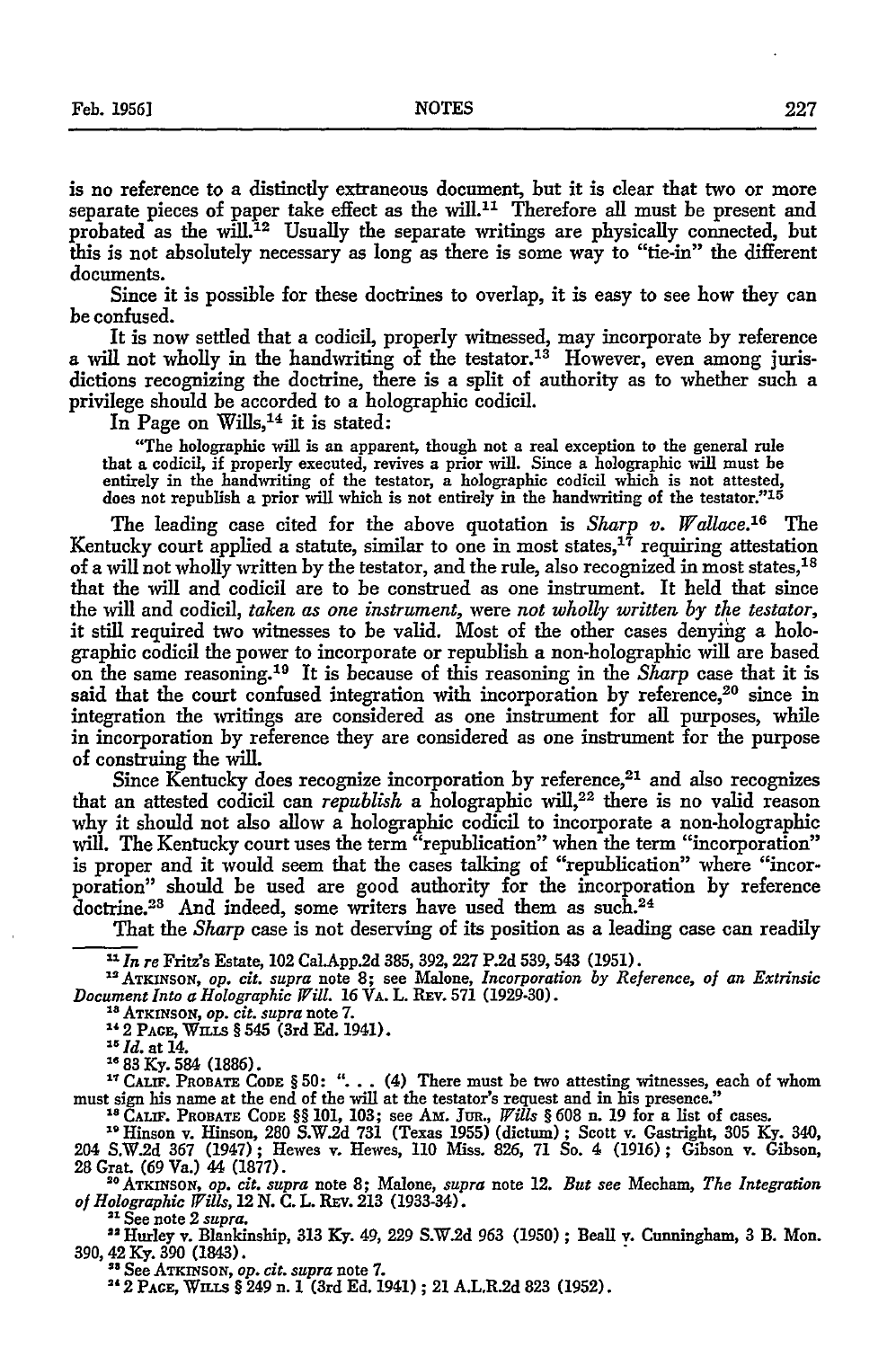is no reference to a distinctly extraneous document, but it is clear that two or more separate pieces of paper take effect as the will.[11] Therefore all must be present and probated as the will.[12] Usually the separate writings are physically connected, but this is not absolutely necessary as long as there is some way to "tie-in" the different documents.

Since it is possible for these doctrines to overlap, it is easy to see how they can be confused.

It is now settled that a codicil, properly witnessed, may incorporate by reference a will not wholly in the handwriting of the testator.[13] However, even among jurisdictions recognizing the doctrine, there is a split of authority as to whether such a privilege should be accorded to a holographic codicil.

In Page on Wills,[14] it is stated:

> "The holographic will is an apparent, though not a real exception to the general rule that a codicil, if properly executed, revives a prior will. Since a holographic will must be entirely in the handwriting of the testator, a holographic codicil which is not attested, does not republish a prior will which is not entirely in the handwriting of the testator."[15]

The leading case cited for the above quotation is *Sharp v. Wallace*.[16] The Kentucky court applied a statute, similar to one in most states,[17] requiring attestation of a will not wholly written by the testator, and the rule, also recognized in most states,[18] that the will and codicil are to be construed as one instrument. It held that since the will and codicil, *taken as one instrument*, were *not wholly written by the testator*, it still required two witnesses to be valid. Most of the other cases denying a holographic codicil the power to incorporate or republish a non-holographic will are based on the same reasoning.[19] It is because of this reasoning in the *Sharp* case that it is said that the court confused integration with incorporation by reference,[20] since in integration the writings are considered as one instrument for all purposes, while in incorporation by reference they are considered as one instrument for the purpose of construing the will.

Since Kentucky does recognize incorporation by reference,[21] and also recognizes that an attested codicil can *republish* a holographic will,[22] there is no valid reason why it should not also allow a holographic codicil to incorporate a non-holographic will. The Kentucky court uses the term "republication" when the term "incorporation" is proper and it would seem that the cases talking of "republication" where "incorporation" should be used are good authority for the incorporation by reference doctrine.[23] And indeed, some writers have used them as such.[24]

That the *Sharp* case is not deserving of its position as a leading case can readily

---

[11] *In re* Fritz's Estate, 102 Cal.App.2d 385, 392, 227 P.2d 539, 543 (1951).

[12] ATKINSON, *op. cit. supra* note 8; see Malone, *Incorporation by Reference, of an Extrinsic Document Into a Holographic Will.* 16 VA. L. REV. 571 (1929-30).

[13] ATKINSON, *op. cit. supra* note 7.

[14] 2 PAGE, WILLS § 545 (3rd Ed. 1941).

[15] *Id.* at 14.

[16] 83 Ky. 584 (1886).

[17] CALIF. PROBATE CODE § 50: ". . . (4) There must be two attesting witnesses, each of whom must sign his name at the end of the will at the testator's request and in his presence."

[18] CALIF. PROBATE CODE §§ 101, 103; see AM. JUR., *Wills* § 608 n. 19 for a list of cases.

[19] Hinson v. Hinson, 280 S.W.2d 731 (Texas 1955) (dictum); Scott v. Gastright, 305 Ky. 340, 204 S.W.2d 367 (1947); Hewes v. Hewes, 110 Miss. 826, 71 So. 4 (1916); Gibson v. Gibson, 28 Grat. (69 Va.) 44 (1877).

[20] ATKINSON, *op. cit. supra* note 8; Malone, *supra* note 12. *But see* Mecham, *The Integration of Holographic Wills*, 12 N. C. L. REV. 213 (1933-34).

[21] See note 2 *supra*.

[22] Hurley v. Blankinship, 313 Ky. 49, 229 S.W.2d 963 (1950); Beall v. Cunningham, 3 B. Mon. 390, 42 Ky. 390 (1843).

[23] See ATKINSON, *op. cit. supra* note 7.

[24] 2 PAGE, WILLS § 249 n. 1 (3rd Ed. 1941); 21 A.L.R.2d 823 (1952).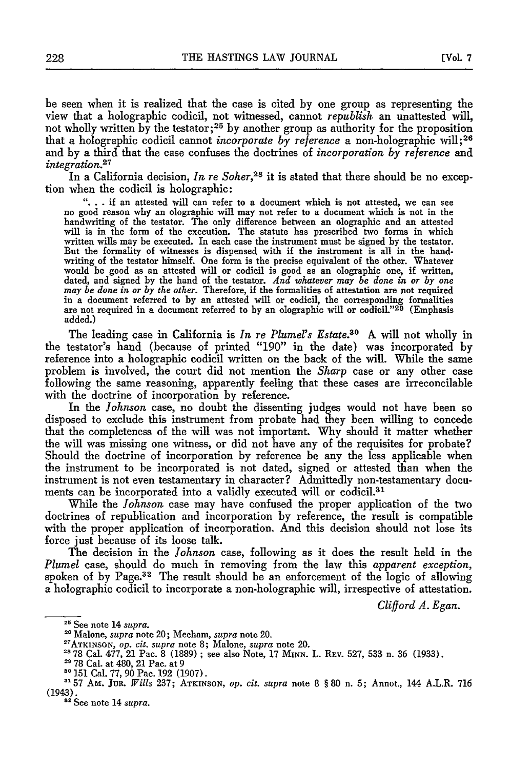be seen when it is realized that the case is cited by one group as representing the view that a holographic codicil, not witnessed, cannot *republish* an unattested will, not wholly written by the testator;[25] by another group as authority for the proposition that a holographic codicil cannot *incorporate by reference* a non-holographic will;[26] and by a third that the case confuses the doctrines of *incorporation by reference* and *integration*.[27]

In a California decision, *In re Soher*,[28] it is stated that there should be no exception when the codicil is holographic:

> ". . . if an attested will can refer to a document which is not attested, we can see no good reason why an olographic will may not refer to a document which is not in the handwriting of the testator. The only difference between an olographic and an attested will is in the form of the execution. The statute has prescribed two forms in which written wills may be executed. In each case the instrument must be signed by the testator. But the formality of witnesses is dispensed with if the instrument is all in the handwriting of the testator himself. One form is the precise equivalent of the other. Whatever would be good as an attested will or codicil is good as an olographic one, if written, dated, and signed by the hand of the testator. *And whatever may be done in or by one may be done in or by the other*. Therefore, if the formalities of attestation are not required in a document referred to by an attested will or codicil, the corresponding formalities are not required in a document referred to by an olographic will or codicil."[29] (Emphasis added.)

The leading case in California is *In re Plumel's Estate*.[30] A will not wholly in the testator's hand (because of printed "190" in the date) was incorporated by reference into a holographic codicil written on the back of the will. While the same problem is involved, the court did not mention the *Sharp* case or any other case following the same reasoning, apparently feeling that these cases are irreconcilable with the doctrine of incorporation by reference.

In the *Johnson* case, no doubt the dissenting judges would not have been so disposed to exclude this instrument from probate had they been willing to concede that the completeness of the will was not important. Why should it matter whether the will was missing one witness, or did not have any of the requisites for probate? Should the doctrine of incorporation by reference be any the less applicable when the instrument to be incorporated is not dated, signed or attested than when the instrument is not even testamentary in character? Admittedly non-testamentary documents can be incorporated into a validly executed will or codicil.[31]

While the *Johnson* case may have confused the proper application of the two doctrines of republication and incorporation by reference, the result is compatible with the proper application of incorporation. And this decision should not lose its force just because of its loose talk.

The decision in the *Johnson* case, following as it does the result held in the *Plumel* case, should do much in removing from the law this *apparent exception*, spoken of by Page.[32] The result should be an enforcement of the logic of allowing a holographic codicil to incorporate a non-holographic will, irrespective of attestation.

*Clifford A. Egan.*

---

[25] See note 14 *supra*.

[26] Malone, *supra* note 20; Mecham, *supra* note 20.

[27] ATKINSON, *op. cit. supra* note 8; Malone, *supra* note 20.

[28] 78 Cal. 477, 21 Pac. 8 (1889); see also Note, 17 MINN. L. REV. 527, 533 n. 36 (1933).

[29] 78 Cal. at 480, 21 Pac. at 9

[30] 151 Cal. 77, 90 Pac. 192 (1907).

[31] 57 AM. JUR. *Wills* 237; ATKINSON, *op. cit. supra* note 8 § 80 n. 5; Annot., 144 A.L.R. 716 (1943).

[32] See note 14 *supra*.